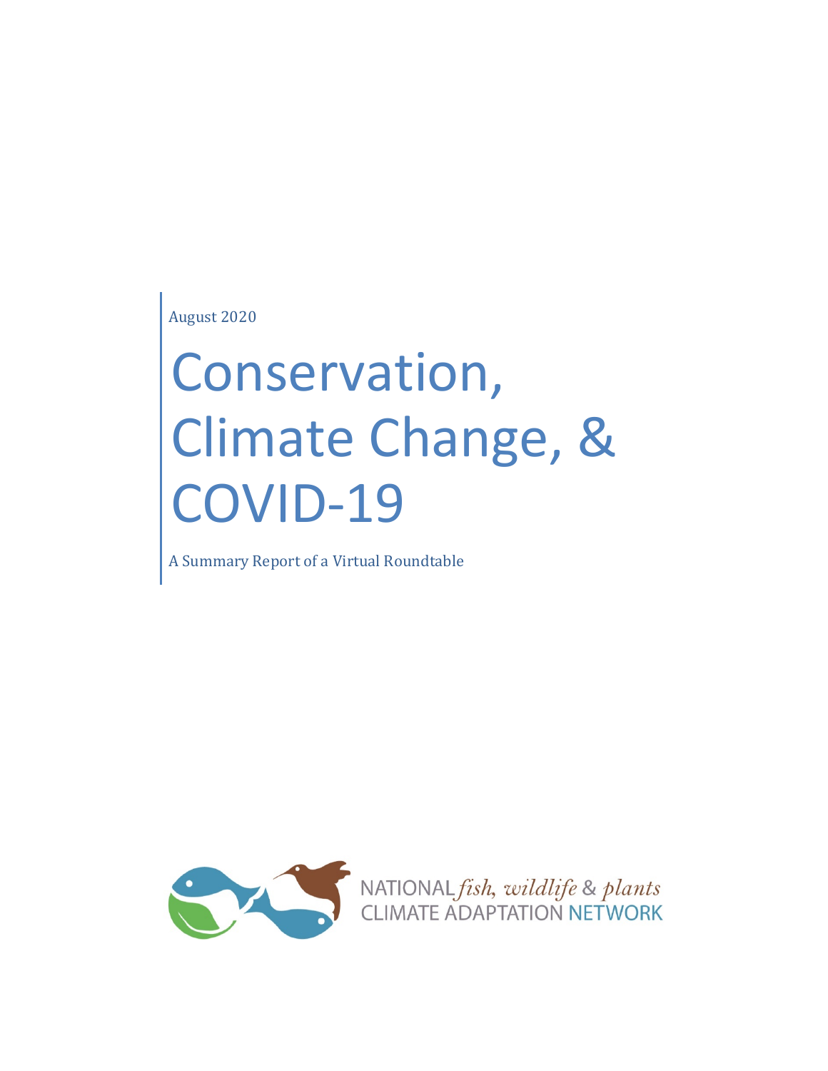August 2020

# Conservation, Climate Change, & COVID-19

A Summary Report of a Virtual Roundtable

NATIONAL *fish, wildlife & plants*
CLIMATE ADAPTATION NETWORK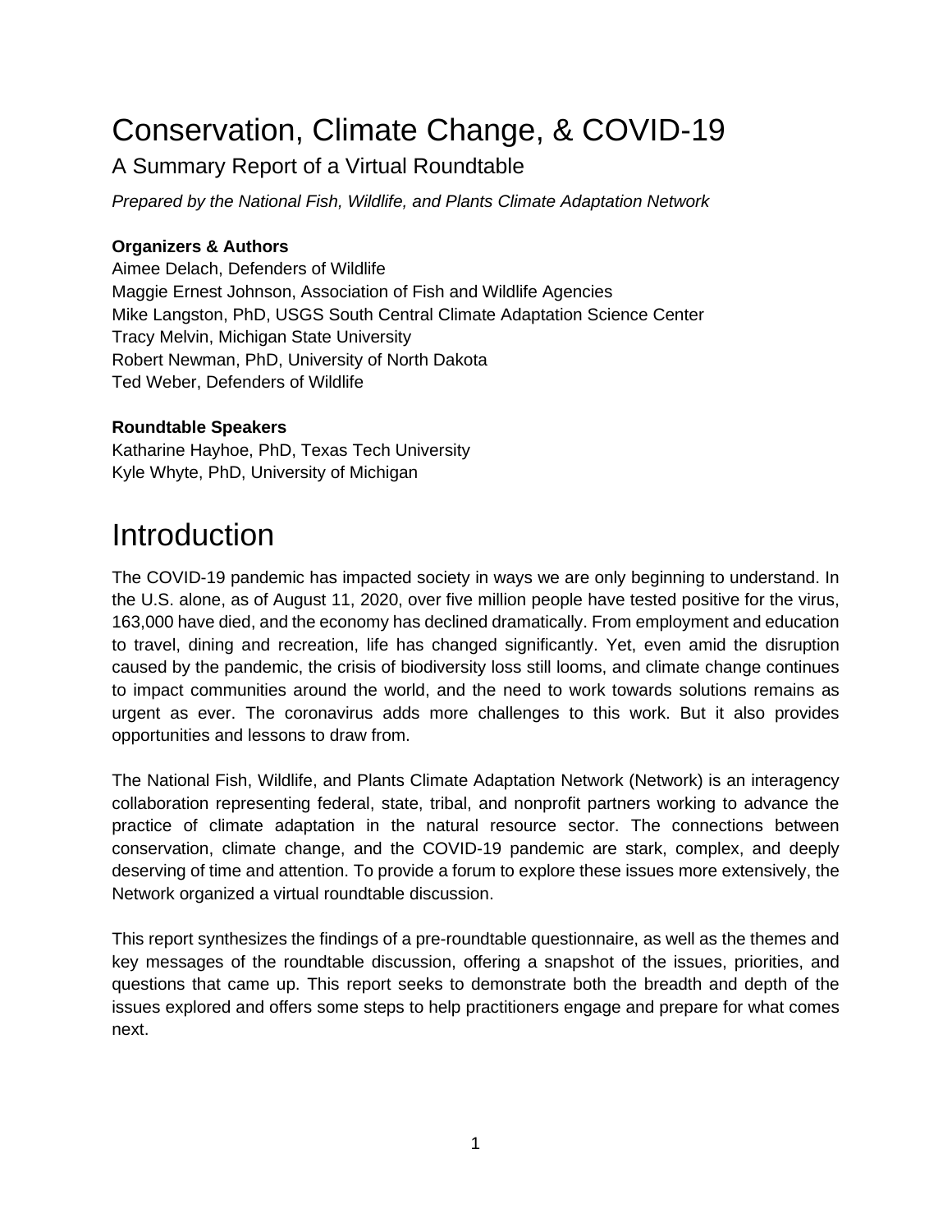# Conservation, Climate Change, & COVID-19

## A Summary Report of a Virtual Roundtable

*Prepared by the National Fish, Wildlife, and Plants Climate Adaptation Network*

**Organizers & Authors**

Aimee Delach, Defenders of Wildlife
Maggie Ernest Johnson, Association of Fish and Wildlife Agencies
Mike Langston, PhD, USGS South Central Climate Adaptation Science Center
Tracy Melvin, Michigan State University
Robert Newman, PhD, University of North Dakota
Ted Weber, Defenders of Wildlife

**Roundtable Speakers**

Katharine Hayhoe, PhD, Texas Tech University
Kyle Whyte, PhD, University of Michigan

# Introduction

The COVID-19 pandemic has impacted society in ways we are only beginning to understand. In the U.S. alone, as of August 11, 2020, over five million people have tested positive for the virus, 163,000 have died, and the economy has declined dramatically. From employment and education to travel, dining and recreation, life has changed significantly. Yet, even amid the disruption caused by the pandemic, the crisis of biodiversity loss still looms, and climate change continues to impact communities around the world, and the need to work towards solutions remains as urgent as ever. The coronavirus adds more challenges to this work. But it also provides opportunities and lessons to draw from.

The National Fish, Wildlife, and Plants Climate Adaptation Network (Network) is an interagency collaboration representing federal, state, tribal, and nonprofit partners working to advance the practice of climate adaptation in the natural resource sector. The connections between conservation, climate change, and the COVID-19 pandemic are stark, complex, and deeply deserving of time and attention. To provide a forum to explore these issues more extensively, the Network organized a virtual roundtable discussion.

This report synthesizes the findings of a pre-roundtable questionnaire, as well as the themes and key messages of the roundtable discussion, offering a snapshot of the issues, priorities, and questions that came up. This report seeks to demonstrate both the breadth and depth of the issues explored and offers some steps to help practitioners engage and prepare for what comes next.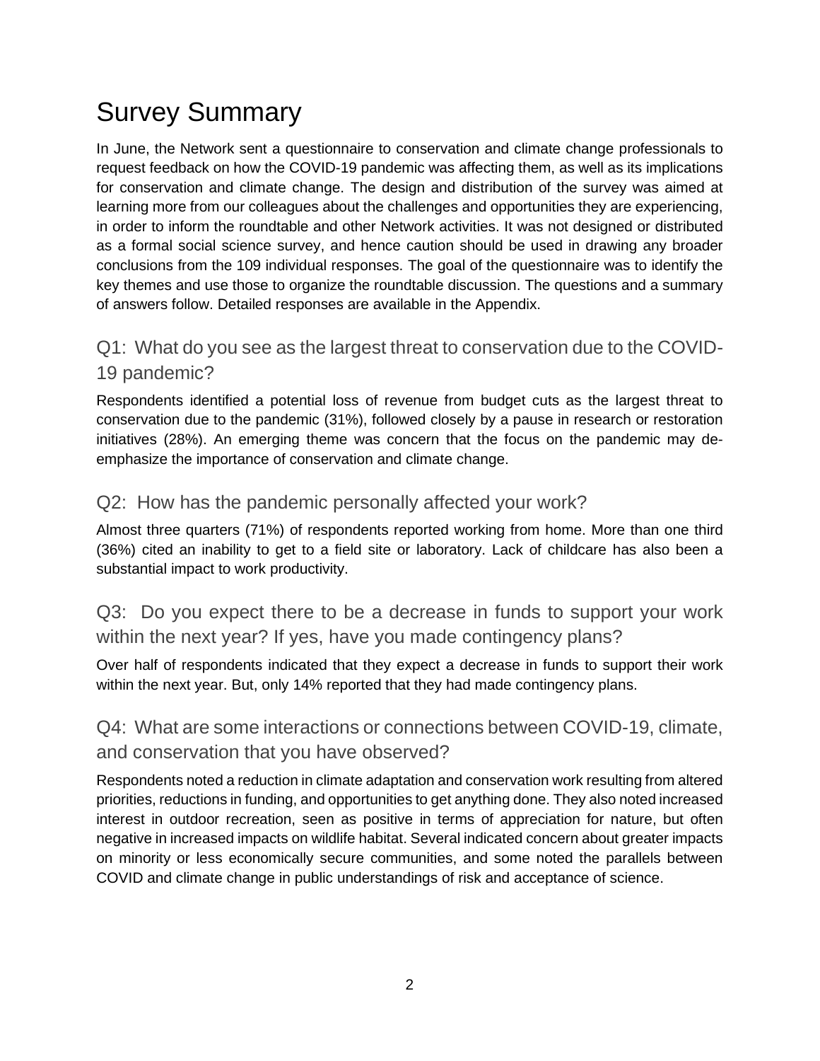# Survey Summary

In June, the Network sent a questionnaire to conservation and climate change professionals to request feedback on how the COVID-19 pandemic was affecting them, as well as its implications for conservation and climate change. The design and distribution of the survey was aimed at learning more from our colleagues about the challenges and opportunities they are experiencing, in order to inform the roundtable and other Network activities. It was not designed or distributed as a formal social science survey, and hence caution should be used in drawing any broader conclusions from the 109 individual responses. The goal of the questionnaire was to identify the key themes and use those to organize the roundtable discussion. The questions and a summary of answers follow. Detailed responses are available in the Appendix.

## Q1: What do you see as the largest threat to conservation due to the COVID-19 pandemic?

Respondents identified a potential loss of revenue from budget cuts as the largest threat to conservation due to the pandemic (31%), followed closely by a pause in research or restoration initiatives (28%). An emerging theme was concern that the focus on the pandemic may de-emphasize the importance of conservation and climate change.

## Q2: How has the pandemic personally affected your work?

Almost three quarters (71%) of respondents reported working from home. More than one third (36%) cited an inability to get to a field site or laboratory. Lack of childcare has also been a substantial impact to work productivity.

## Q3: Do you expect there to be a decrease in funds to support your work within the next year? If yes, have you made contingency plans?

Over half of respondents indicated that they expect a decrease in funds to support their work within the next year. But, only 14% reported that they had made contingency plans.

## Q4: What are some interactions or connections between COVID-19, climate, and conservation that you have observed?

Respondents noted a reduction in climate adaptation and conservation work resulting from altered priorities, reductions in funding, and opportunities to get anything done. They also noted increased interest in outdoor recreation, seen as positive in terms of appreciation for nature, but often negative in increased impacts on wildlife habitat. Several indicated concern about greater impacts on minority or less economically secure communities, and some noted the parallels between COVID and climate change in public understandings of risk and acceptance of science.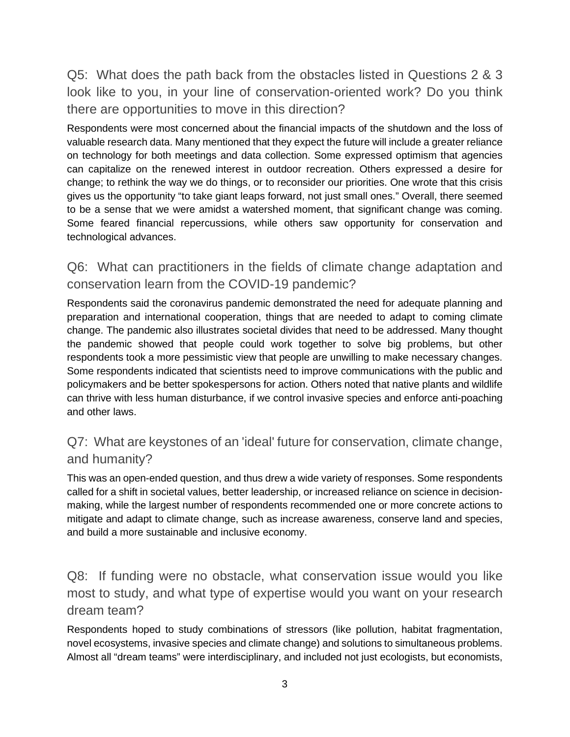## Q5: What does the path back from the obstacles listed in Questions 2 & 3 look like to you, in your line of conservation-oriented work? Do you think there are opportunities to move in this direction?

Respondents were most concerned about the financial impacts of the shutdown and the loss of valuable research data. Many mentioned that they expect the future will include a greater reliance on technology for both meetings and data collection. Some expressed optimism that agencies can capitalize on the renewed interest in outdoor recreation. Others expressed a desire for change; to rethink the way we do things, or to reconsider our priorities. One wrote that this crisis gives us the opportunity "to take giant leaps forward, not just small ones." Overall, there seemed to be a sense that we were amidst a watershed moment, that significant change was coming. Some feared financial repercussions, while others saw opportunity for conservation and technological advances.

## Q6: What can practitioners in the fields of climate change adaptation and conservation learn from the COVID-19 pandemic?

Respondents said the coronavirus pandemic demonstrated the need for adequate planning and preparation and international cooperation, things that are needed to adapt to coming climate change. The pandemic also illustrates societal divides that need to be addressed. Many thought the pandemic showed that people could work together to solve big problems, but other respondents took a more pessimistic view that people are unwilling to make necessary changes. Some respondents indicated that scientists need to improve communications with the public and policymakers and be better spokespersons for action. Others noted that native plants and wildlife can thrive with less human disturbance, if we control invasive species and enforce anti-poaching and other laws.

## Q7: What are keystones of an 'ideal' future for conservation, climate change, and humanity?

This was an open-ended question, and thus drew a wide variety of responses. Some respondents called for a shift in societal values, better leadership, or increased reliance on science in decision-making, while the largest number of respondents recommended one or more concrete actions to mitigate and adapt to climate change, such as increase awareness, conserve land and species, and build a more sustainable and inclusive economy.

## Q8: If funding were no obstacle, what conservation issue would you like most to study, and what type of expertise would you want on your research dream team?

Respondents hoped to study combinations of stressors (like pollution, habitat fragmentation, novel ecosystems, invasive species and climate change) and solutions to simultaneous problems. Almost all "dream teams" were interdisciplinary, and included not just ecologists, but economists,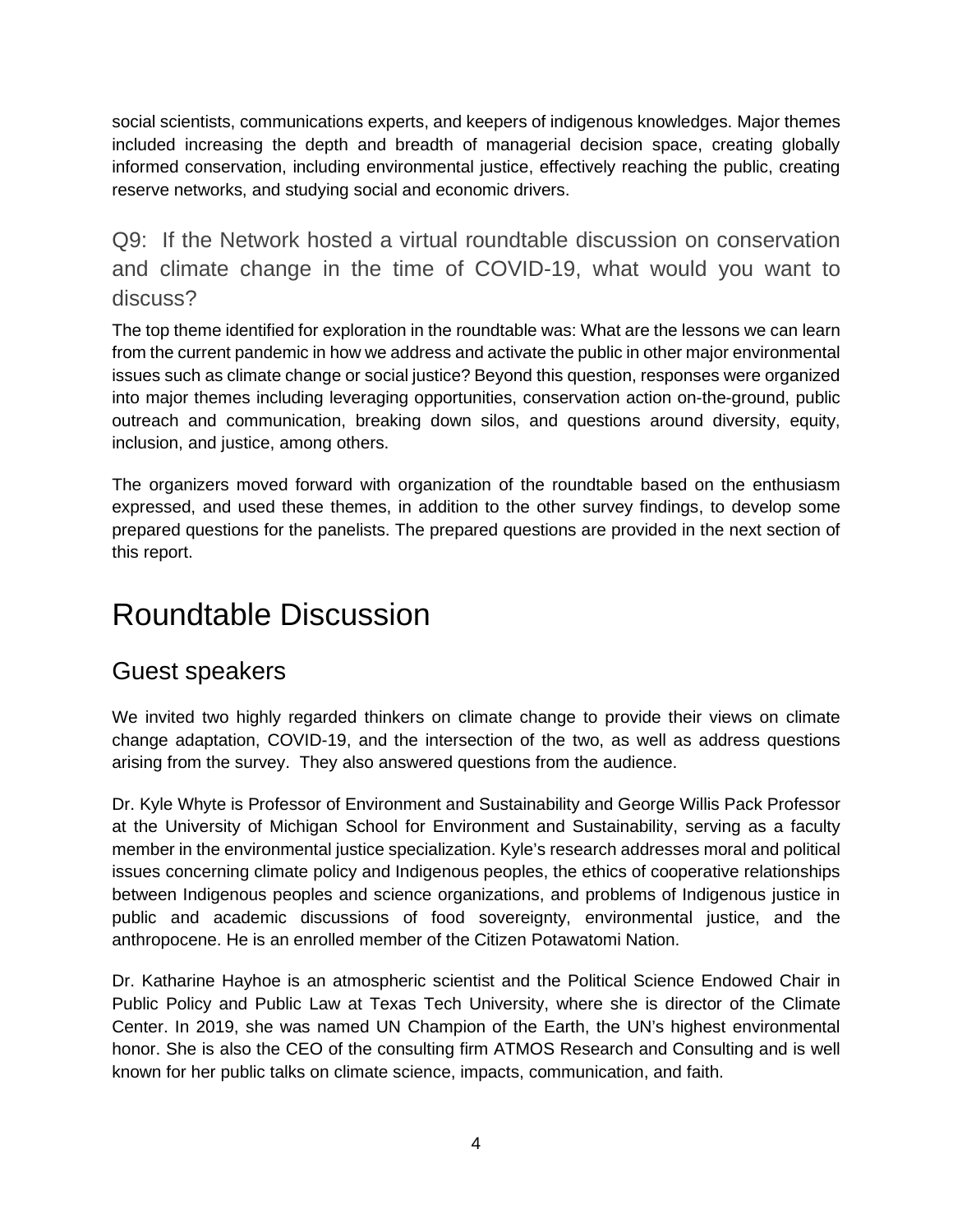social scientists, communications experts, and keepers of indigenous knowledges. Major themes included increasing the depth and breadth of managerial decision space, creating globally informed conservation, including environmental justice, effectively reaching the public, creating reserve networks, and studying social and economic drivers.

### Q9: If the Network hosted a virtual roundtable discussion on conservation and climate change in the time of COVID-19, what would you want to discuss?

The top theme identified for exploration in the roundtable was: What are the lessons we can learn from the current pandemic in how we address and activate the public in other major environmental issues such as climate change or social justice? Beyond this question, responses were organized into major themes including leveraging opportunities, conservation action on-the-ground, public outreach and communication, breaking down silos, and questions around diversity, equity, inclusion, and justice, among others.

The organizers moved forward with organization of the roundtable based on the enthusiasm expressed, and used these themes, in addition to the other survey findings, to develop some prepared questions for the panelists. The prepared questions are provided in the next section of this report.

# Roundtable Discussion

## Guest speakers

We invited two highly regarded thinkers on climate change to provide their views on climate change adaptation, COVID-19, and the intersection of the two, as well as address questions arising from the survey. They also answered questions from the audience.

Dr. Kyle Whyte is Professor of Environment and Sustainability and George Willis Pack Professor at the University of Michigan School for Environment and Sustainability, serving as a faculty member in the environmental justice specialization. Kyle's research addresses moral and political issues concerning climate policy and Indigenous peoples, the ethics of cooperative relationships between Indigenous peoples and science organizations, and problems of Indigenous justice in public and academic discussions of food sovereignty, environmental justice, and the anthropocene. He is an enrolled member of the Citizen Potawatomi Nation.

Dr. Katharine Hayhoe is an atmospheric scientist and the Political Science Endowed Chair in Public Policy and Public Law at Texas Tech University, where she is director of the Climate Center. In 2019, she was named UN Champion of the Earth, the UN's highest environmental honor. She is also the CEO of the consulting firm ATMOS Research and Consulting and is well known for her public talks on climate science, impacts, communication, and faith.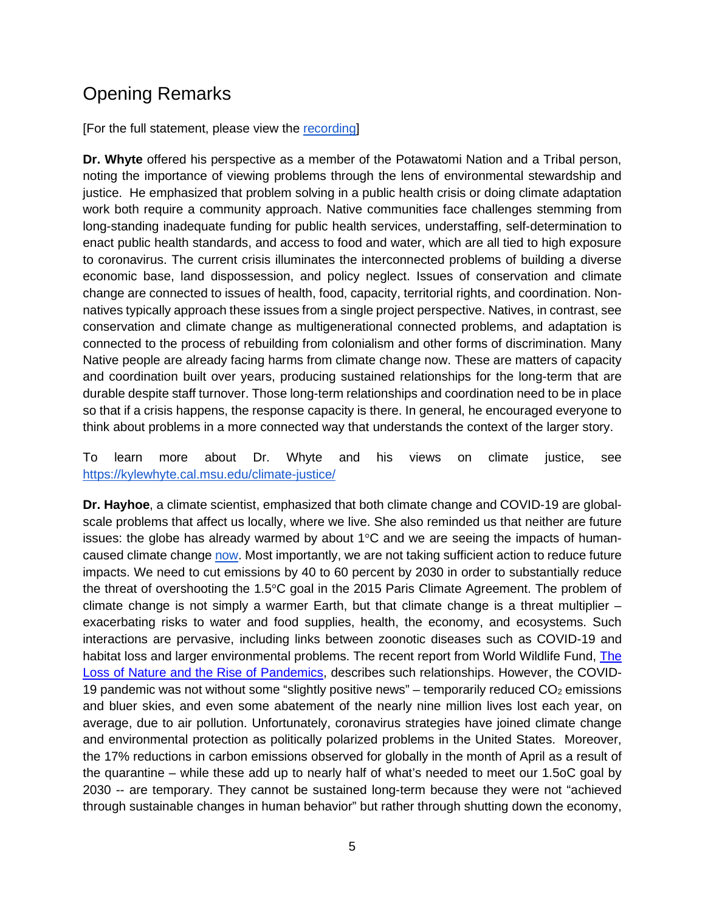## Opening Remarks

[For the full statement, please view the [recording](recording)]

**Dr. Whyte** offered his perspective as a member of the Potawatomi Nation and a Tribal person, noting the importance of viewing problems through the lens of environmental stewardship and justice. He emphasized that problem solving in a public health crisis or doing climate adaptation work both require a community approach. Native communities face challenges stemming from long-standing inadequate funding for public health services, understaffing, self-determination to enact public health standards, and access to food and water, which are all tied to high exposure to coronavirus. The current crisis illuminates the interconnected problems of building a diverse economic base, land dispossession, and policy neglect. Issues of conservation and climate change are connected to issues of health, food, capacity, territorial rights, and coordination. Non-natives typically approach these issues from a single project perspective. Natives, in contrast, see conservation and climate change as multigenerational connected problems, and adaptation is connected to the process of rebuilding from colonialism and other forms of discrimination. Many Native people are already facing harms from climate change now. These are matters of capacity and coordination built over years, producing sustained relationships for the long-term that are durable despite staff turnover. Those long-term relationships and coordination need to be in place so that if a crisis happens, the response capacity is there. In general, he encouraged everyone to think about problems in a more connected way that understands the context of the larger story.

To learn more about Dr. Whyte and his views on climate justice, see https://kylewhyte.cal.msu.edu/climate-justice/

**Dr. Hayhoe**, a climate scientist, emphasized that both climate change and COVID-19 are global-scale problems that affect us locally, where we live. She also reminded us that neither are future issues: the globe has already warmed by about 1°C and we are seeing the impacts of human-caused climate change [now](now). Most importantly, we are not taking sufficient action to reduce future impacts. We need to cut emissions by 40 to 60 percent by 2030 in order to substantially reduce the threat of overshooting the 1.5°C goal in the 2015 Paris Climate Agreement. The problem of climate change is not simply a warmer Earth, but that climate change is a threat multiplier – exacerbating risks to water and food supplies, health, the economy, and ecosystems. Such interactions are pervasive, including links between zoonotic diseases such as COVID-19 and habitat loss and larger environmental problems. The recent report from World Wildlife Fund, [The Loss of Nature and the Rise of Pandemics](The Loss of Nature and the Rise of Pandemics), describes such relationships. However, the COVID-19 pandemic was not without some "slightly positive news" – temporarily reduced $CO_2$ emissions and bluer skies, and even some abatement of the nearly nine million lives lost each year, on average, due to air pollution. Unfortunately, coronavirus strategies have joined climate change and environmental protection as politically polarized problems in the United States. Moreover, the 17% reductions in carbon emissions observed for globally in the month of April as a result of the quarantine – while these add up to nearly half of what's needed to meet our 1.5oC goal by 2030 -- are temporary. They cannot be sustained long-term because they were not "achieved through sustainable changes in human behavior" but rather through shutting down the economy,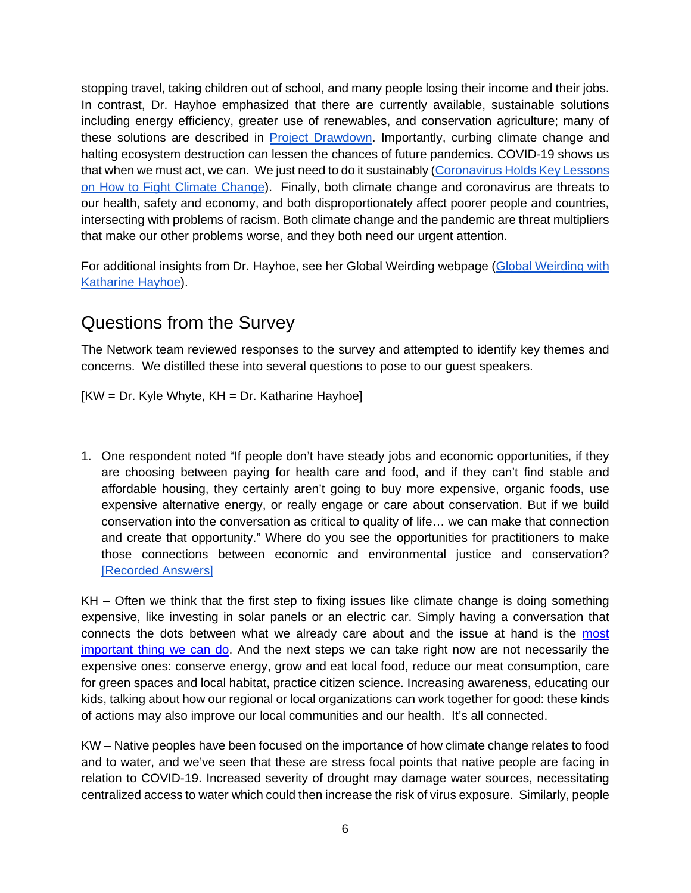stopping travel, taking children out of school, and many people losing their income and their jobs. In contrast, Dr. Hayhoe emphasized that there are currently available, sustainable solutions including energy efficiency, greater use of renewables, and conservation agriculture; many of these solutions are described in Project Drawdown. Importantly, curbing climate change and halting ecosystem destruction can lessen the chances of future pandemics. COVID-19 shows us that when we must act, we can. We just need to do it sustainably (Coronavirus Holds Key Lessons on How to Fight Climate Change). Finally, both climate change and coronavirus are threats to our health, safety and economy, and both disproportionately affect poorer people and countries, intersecting with problems of racism. Both climate change and the pandemic are threat multipliers that make our other problems worse, and they both need our urgent attention.

For additional insights from Dr. Hayhoe, see her Global Weirding webpage (Global Weirding with Katharine Hayhoe).

## Questions from the Survey

The Network team reviewed responses to the survey and attempted to identify key themes and concerns. We distilled these into several questions to pose to our guest speakers.

[KW = Dr. Kyle Whyte, KH = Dr. Katharine Hayhoe]

1. One respondent noted "If people don't have steady jobs and economic opportunities, if they are choosing between paying for health care and food, and if they can't find stable and affordable housing, they certainly aren't going to buy more expensive, organic foods, use expensive alternative energy, or really engage or care about conservation. But if we build conservation into the conversation as critical to quality of life… we can make that connection and create that opportunity." Where do you see the opportunities for practitioners to make those connections between economic and environmental justice and conservation? [Recorded Answers]

KH – Often we think that the first step to fixing issues like climate change is doing something expensive, like investing in solar panels or an electric car. Simply having a conversation that connects the dots between what we already care about and the issue at hand is the most important thing we can do. And the next steps we can take right now are not necessarily the expensive ones: conserve energy, grow and eat local food, reduce our meat consumption, care for green spaces and local habitat, practice citizen science. Increasing awareness, educating our kids, talking about how our regional or local organizations can work together for good: these kinds of actions may also improve our local communities and our health. It's all connected.

KW – Native peoples have been focused on the importance of how climate change relates to food and to water, and we've seen that these are stress focal points that native people are facing in relation to COVID-19. Increased severity of drought may damage water sources, necessitating centralized access to water which could then increase the risk of virus exposure. Similarly, people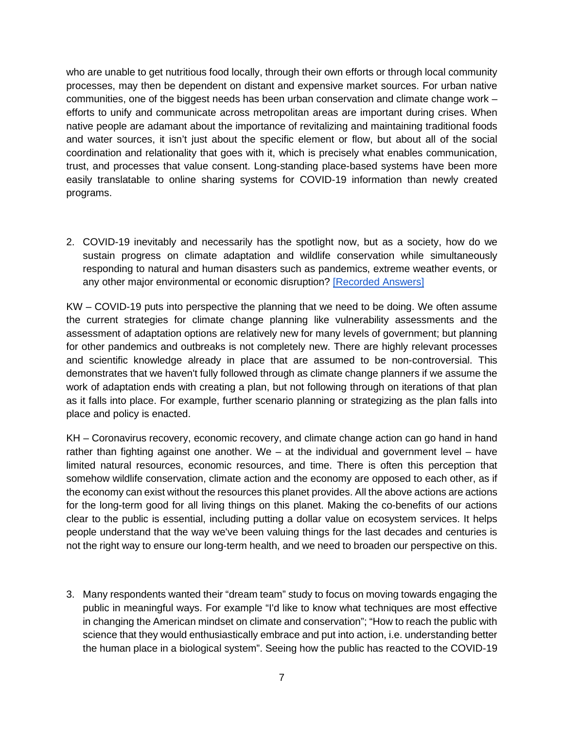who are unable to get nutritious food locally, through their own efforts or through local community processes, may then be dependent on distant and expensive market sources. For urban native communities, one of the biggest needs has been urban conservation and climate change work – efforts to unify and communicate across metropolitan areas are important during crises. When native people are adamant about the importance of revitalizing and maintaining traditional foods and water sources, it isn't just about the specific element or flow, but about all of the social coordination and relationality that goes with it, which is precisely what enables communication, trust, and processes that value consent. Long-standing place-based systems have been more easily translatable to online sharing systems for COVID-19 information than newly created programs.

2. COVID-19 inevitably and necessarily has the spotlight now, but as a society, how do we sustain progress on climate adaptation and wildlife conservation while simultaneously responding to natural and human disasters such as pandemics, extreme weather events, or any other major environmental or economic disruption? [Recorded Answers]

KW – COVID-19 puts into perspective the planning that we need to be doing. We often assume the current strategies for climate change planning like vulnerability assessments and the assessment of adaptation options are relatively new for many levels of government; but planning for other pandemics and outbreaks is not completely new. There are highly relevant processes and scientific knowledge already in place that are assumed to be non-controversial. This demonstrates that we haven't fully followed through as climate change planners if we assume the work of adaptation ends with creating a plan, but not following through on iterations of that plan as it falls into place. For example, further scenario planning or strategizing as the plan falls into place and policy is enacted.

KH – Coronavirus recovery, economic recovery, and climate change action can go hand in hand rather than fighting against one another. We – at the individual and government level – have limited natural resources, economic resources, and time. There is often this perception that somehow wildlife conservation, climate action and the economy are opposed to each other, as if the economy can exist without the resources this planet provides. All the above actions are actions for the long-term good for all living things on this planet. Making the co-benefits of our actions clear to the public is essential, including putting a dollar value on ecosystem services. It helps people understand that the way we've been valuing things for the last decades and centuries is not the right way to ensure our long-term health, and we need to broaden our perspective on this.

3. Many respondents wanted their "dream team" study to focus on moving towards engaging the public in meaningful ways. For example "I'd like to know what techniques are most effective in changing the American mindset on climate and conservation"; "How to reach the public with science that they would enthusiastically embrace and put into action, i.e. understanding better the human place in a biological system". Seeing how the public has reacted to the COVID-19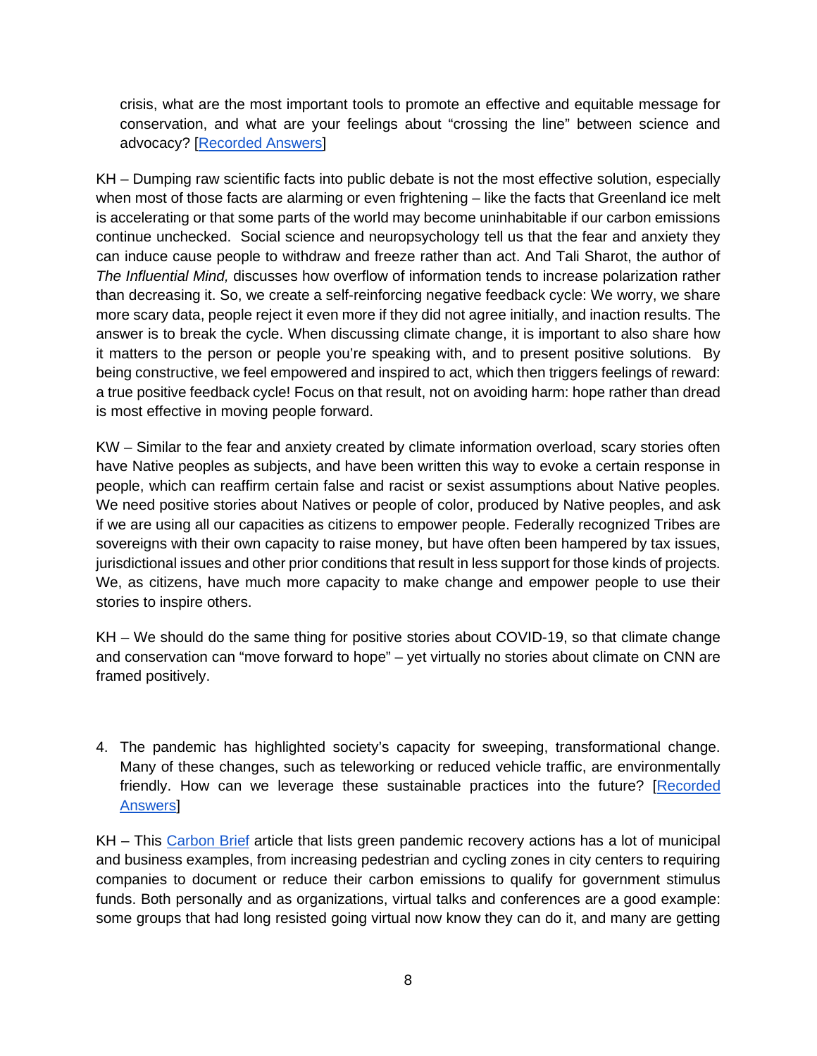crisis, what are the most important tools to promote an effective and equitable message for conservation, and what are your feelings about "crossing the line" between science and advocacy? [Recorded Answers]

KH – Dumping raw scientific facts into public debate is not the most effective solution, especially when most of those facts are alarming or even frightening – like the facts that Greenland ice melt is accelerating or that some parts of the world may become uninhabitable if our carbon emissions continue unchecked. Social science and neuropsychology tell us that the fear and anxiety they can induce cause people to withdraw and freeze rather than act. And Tali Sharot, the author of *The Influential Mind,* discusses how overflow of information tends to increase polarization rather than decreasing it. So, we create a self-reinforcing negative feedback cycle: We worry, we share more scary data, people reject it even more if they did not agree initially, and inaction results. The answer is to break the cycle. When discussing climate change, it is important to also share how it matters to the person or people you're speaking with, and to present positive solutions. By being constructive, we feel empowered and inspired to act, which then triggers feelings of reward: a true positive feedback cycle! Focus on that result, not on avoiding harm: hope rather than dread is most effective in moving people forward.

KW – Similar to the fear and anxiety created by climate information overload, scary stories often have Native peoples as subjects, and have been written this way to evoke a certain response in people, which can reaffirm certain false and racist or sexist assumptions about Native peoples. We need positive stories about Natives or people of color, produced by Native peoples, and ask if we are using all our capacities as citizens to empower people. Federally recognized Tribes are sovereigns with their own capacity to raise money, but have often been hampered by tax issues, jurisdictional issues and other prior conditions that result in less support for those kinds of projects. We, as citizens, have much more capacity to make change and empower people to use their stories to inspire others.

KH – We should do the same thing for positive stories about COVID-19, so that climate change and conservation can "move forward to hope" – yet virtually no stories about climate on CNN are framed positively.

4. The pandemic has highlighted society's capacity for sweeping, transformational change. Many of these changes, such as teleworking or reduced vehicle traffic, are environmentally friendly. How can we leverage these sustainable practices into the future? [Recorded Answers]

KH – This Carbon Brief article that lists green pandemic recovery actions has a lot of municipal and business examples, from increasing pedestrian and cycling zones in city centers to requiring companies to document or reduce their carbon emissions to qualify for government stimulus funds. Both personally and as organizations, virtual talks and conferences are a good example: some groups that had long resisted going virtual now know they can do it, and many are getting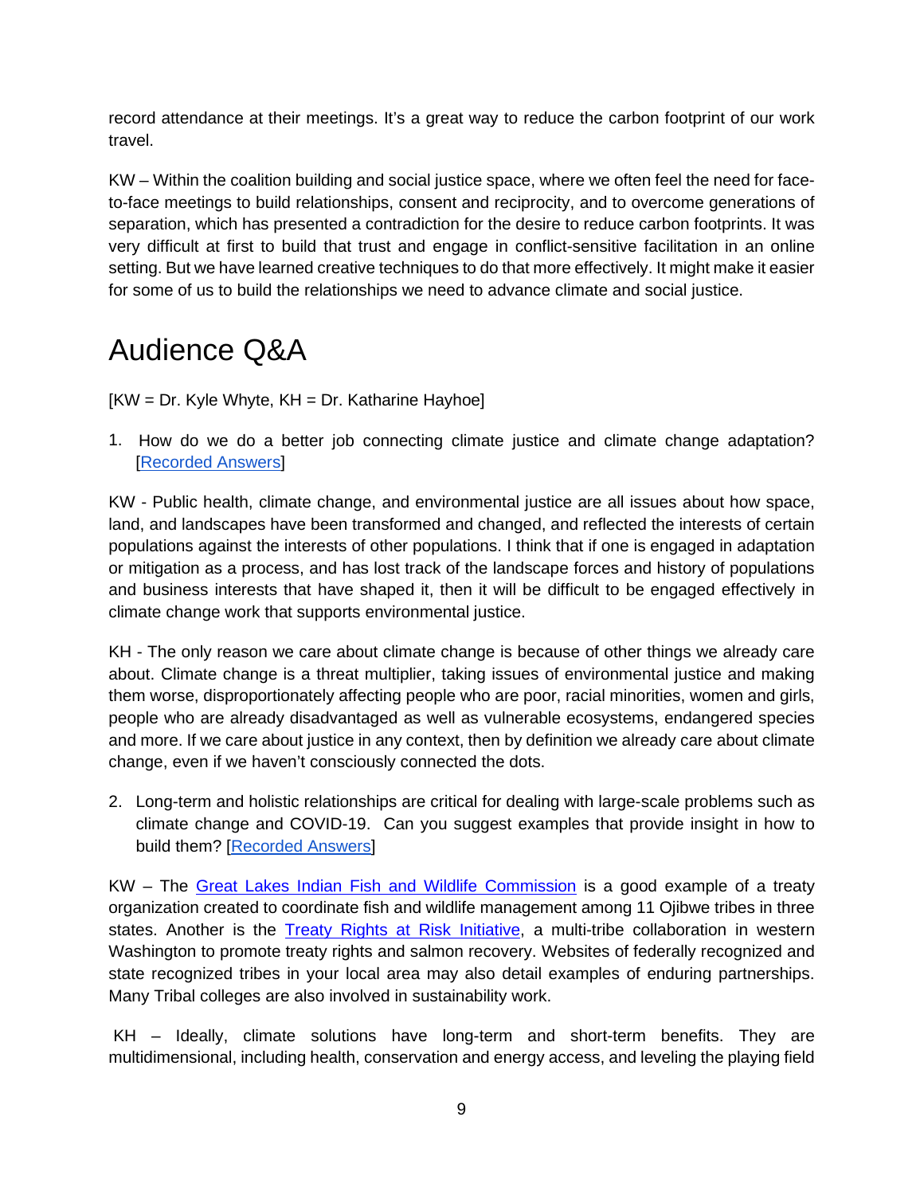record attendance at their meetings. It's a great way to reduce the carbon footprint of our work travel.

KW – Within the coalition building and social justice space, where we often feel the need for face-to-face meetings to build relationships, consent and reciprocity, and to overcome generations of separation, which has presented a contradiction for the desire to reduce carbon footprints. It was very difficult at first to build that trust and engage in conflict-sensitive facilitation in an online setting. But we have learned creative techniques to do that more effectively. It might make it easier for some of us to build the relationships we need to advance climate and social justice.

# Audience Q&A

[KW = Dr. Kyle Whyte, KH = Dr. Katharine Hayhoe]

1. How do we do a better job connecting climate justice and climate change adaptation? [Recorded Answers]

KW - Public health, climate change, and environmental justice are all issues about how space, land, and landscapes have been transformed and changed, and reflected the interests of certain populations against the interests of other populations. I think that if one is engaged in adaptation or mitigation as a process, and has lost track of the landscape forces and history of populations and business interests that have shaped it, then it will be difficult to be engaged effectively in climate change work that supports environmental justice.

KH - The only reason we care about climate change is because of other things we already care about. Climate change is a threat multiplier, taking issues of environmental justice and making them worse, disproportionately affecting people who are poor, racial minorities, women and girls, people who are already disadvantaged as well as vulnerable ecosystems, endangered species and more. If we care about justice in any context, then by definition we already care about climate change, even if we haven't consciously connected the dots.

2. Long-term and holistic relationships are critical for dealing with large-scale problems such as climate change and COVID-19. Can you suggest examples that provide insight in how to build them? [Recorded Answers]

KW – The Great Lakes Indian Fish and Wildlife Commission is a good example of a treaty organization created to coordinate fish and wildlife management among 11 Ojibwe tribes in three states. Another is the Treaty Rights at Risk Initiative, a multi-tribe collaboration in western Washington to promote treaty rights and salmon recovery. Websites of federally recognized and state recognized tribes in your local area may also detail examples of enduring partnerships. Many Tribal colleges are also involved in sustainability work.

KH – Ideally, climate solutions have long-term and short-term benefits. They are multidimensional, including health, conservation and energy access, and leveling the playing field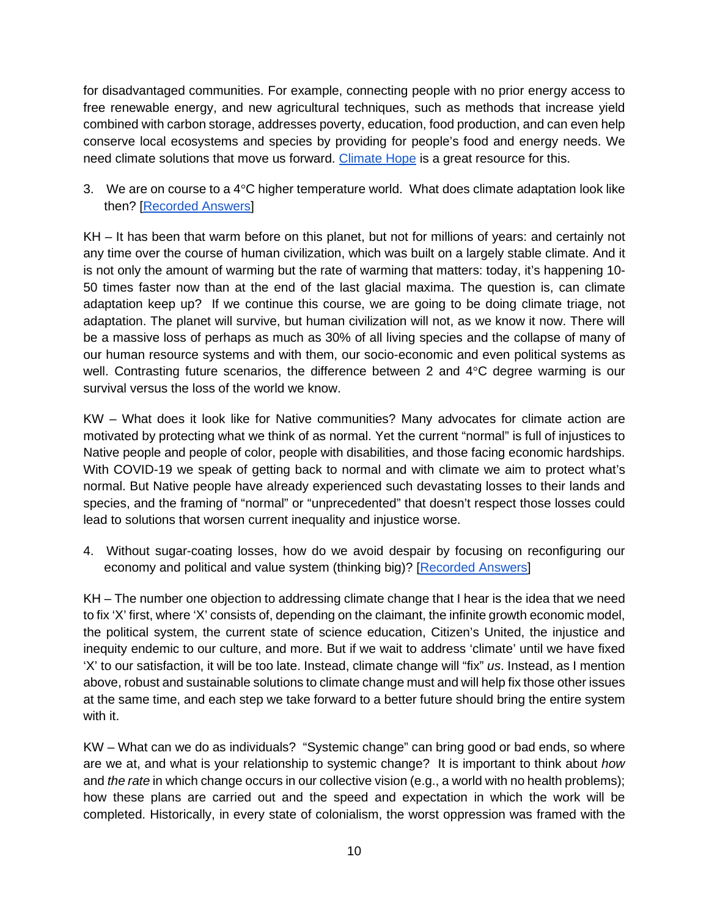for disadvantaged communities. For example, connecting people with no prior energy access to free renewable energy, and new agricultural techniques, such as methods that increase yield combined with carbon storage, addresses poverty, education, food production, and can even help conserve local ecosystems and species by providing for people's food and energy needs. We need climate solutions that move us forward. Climate Hope is a great resource for this.

3. We are on course to a 4°C higher temperature world. What does climate adaptation look like then? [Recorded Answers]

KH – It has been that warm before on this planet, but not for millions of years: and certainly not any time over the course of human civilization, which was built on a largely stable climate. And it is not only the amount of warming but the rate of warming that matters: today, it's happening 10-50 times faster now than at the end of the last glacial maxima. The question is, can climate adaptation keep up? If we continue this course, we are going to be doing climate triage, not adaptation. The planet will survive, but human civilization will not, as we know it now. There will be a massive loss of perhaps as much as 30% of all living species and the collapse of many of our human resource systems and with them, our socio-economic and even political systems as well. Contrasting future scenarios, the difference between 2 and 4°C degree warming is our survival versus the loss of the world we know.

KW – What does it look like for Native communities? Many advocates for climate action are motivated by protecting what we think of as normal. Yet the current "normal" is full of injustices to Native people and people of color, people with disabilities, and those facing economic hardships. With COVID-19 we speak of getting back to normal and with climate we aim to protect what's normal. But Native people have already experienced such devastating losses to their lands and species, and the framing of "normal" or "unprecedented" that doesn't respect those losses could lead to solutions that worsen current inequality and injustice worse.

4. Without sugar-coating losses, how do we avoid despair by focusing on reconfiguring our economy and political and value system (thinking big)? [Recorded Answers]

KH – The number one objection to addressing climate change that I hear is the idea that we need to fix 'X' first, where 'X' consists of, depending on the claimant, the infinite growth economic model, the political system, the current state of science education, Citizen's United, the injustice and inequity endemic to our culture, and more. But if we wait to address 'climate' until we have fixed 'X' to our satisfaction, it will be too late. Instead, climate change will "fix" *us*. Instead, as I mention above, robust and sustainable solutions to climate change must and will help fix those other issues at the same time, and each step we take forward to a better future should bring the entire system with it.

KW – What can we do as individuals? "Systemic change" can bring good or bad ends, so where are we at, and what is your relationship to systemic change? It is important to think about *how* and *the rate* in which change occurs in our collective vision (e.g., a world with no health problems); how these plans are carried out and the speed and expectation in which the work will be completed. Historically, in every state of colonialism, the worst oppression was framed with the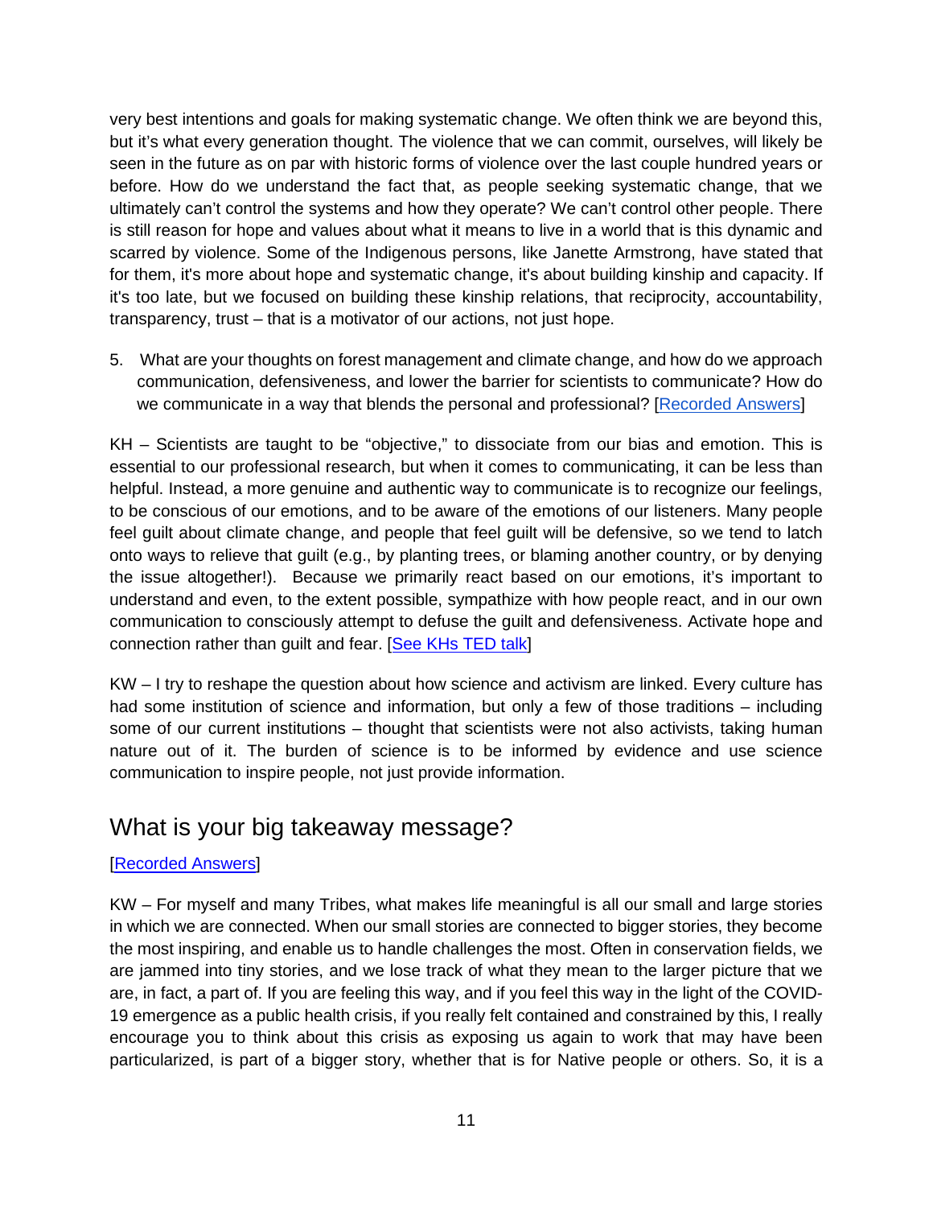very best intentions and goals for making systematic change. We often think we are beyond this, but it's what every generation thought. The violence that we can commit, ourselves, will likely be seen in the future as on par with historic forms of violence over the last couple hundred years or before. How do we understand the fact that, as people seeking systematic change, that we ultimately can't control the systems and how they operate? We can't control other people. There is still reason for hope and values about what it means to live in a world that is this dynamic and scarred by violence. Some of the Indigenous persons, like Janette Armstrong, have stated that for them, it's more about hope and systematic change, it's about building kinship and capacity. If it's too late, but we focused on building these kinship relations, that reciprocity, accountability, transparency, trust – that is a motivator of our actions, not just hope.

5. What are your thoughts on forest management and climate change, and how do we approach communication, defensiveness, and lower the barrier for scientists to communicate? How do we communicate in a way that blends the personal and professional? [Recorded Answers]

KH – Scientists are taught to be "objective," to dissociate from our bias and emotion. This is essential to our professional research, but when it comes to communicating, it can be less than helpful. Instead, a more genuine and authentic way to communicate is to recognize our feelings, to be conscious of our emotions, and to be aware of the emotions of our listeners. Many people feel guilt about climate change, and people that feel guilt will be defensive, so we tend to latch onto ways to relieve that guilt (e.g., by planting trees, or blaming another country, or by denying the issue altogether!). Because we primarily react based on our emotions, it's important to understand and even, to the extent possible, sympathize with how people react, and in our own communication to consciously attempt to defuse the guilt and defensiveness. Activate hope and connection rather than guilt and fear. [See KHs TED talk]

KW – I try to reshape the question about how science and activism are linked. Every culture has had some institution of science and information, but only a few of those traditions – including some of our current institutions – thought that scientists were not also activists, taking human nature out of it. The burden of science is to be informed by evidence and use science communication to inspire people, not just provide information.

## What is your big takeaway message?

[Recorded Answers]

KW – For myself and many Tribes, what makes life meaningful is all our small and large stories in which we are connected. When our small stories are connected to bigger stories, they become the most inspiring, and enable us to handle challenges the most. Often in conservation fields, we are jammed into tiny stories, and we lose track of what they mean to the larger picture that we are, in fact, a part of. If you are feeling this way, and if you feel this way in the light of the COVID-19 emergence as a public health crisis, if you really felt contained and constrained by this, I really encourage you to think about this crisis as exposing us again to work that may have been particularized, is part of a bigger story, whether that is for Native people or others. So, it is a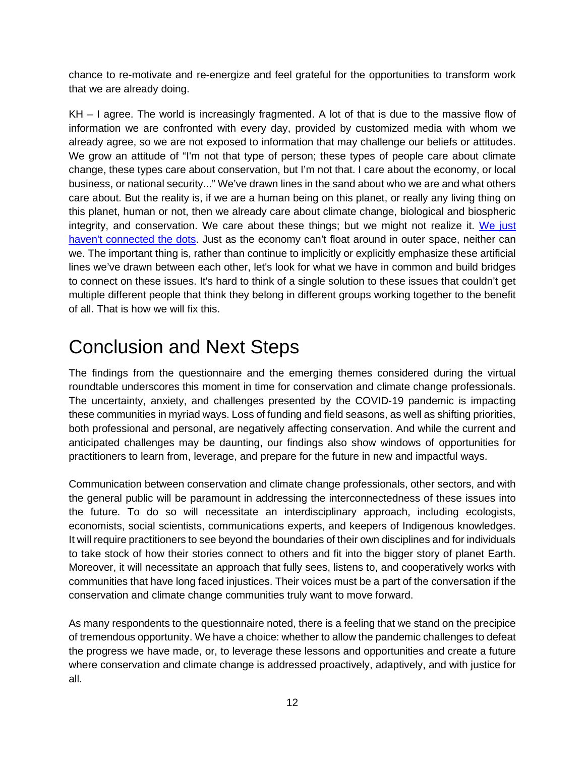chance to re-motivate and re-energize and feel grateful for the opportunities to transform work that we are already doing.

KH – I agree. The world is increasingly fragmented. A lot of that is due to the massive flow of information we are confronted with every day, provided by customized media with whom we already agree, so we are not exposed to information that may challenge our beliefs or attitudes. We grow an attitude of "I'm not that type of person; these types of people care about climate change, these types care about conservation, but I'm not that. I care about the economy, or local business, or national security..." We've drawn lines in the sand about who we are and what others care about. But the reality is, if we are a human being on this planet, or really any living thing on this planet, human or not, then we already care about climate change, biological and biospheric integrity, and conservation. We care about these things; but we might not realize it. We just haven't connected the dots. Just as the economy can't float around in outer space, neither can we. The important thing is, rather than continue to implicitly or explicitly emphasize these artificial lines we've drawn between each other, let's look for what we have in common and build bridges to connect on these issues. It's hard to think of a single solution to these issues that couldn't get multiple different people that think they belong in different groups working together to the benefit of all. That is how we will fix this.

# Conclusion and Next Steps

The findings from the questionnaire and the emerging themes considered during the virtual roundtable underscores this moment in time for conservation and climate change professionals. The uncertainty, anxiety, and challenges presented by the COVID-19 pandemic is impacting these communities in myriad ways. Loss of funding and field seasons, as well as shifting priorities, both professional and personal, are negatively affecting conservation. And while the current and anticipated challenges may be daunting, our findings also show windows of opportunities for practitioners to learn from, leverage, and prepare for the future in new and impactful ways.

Communication between conservation and climate change professionals, other sectors, and with the general public will be paramount in addressing the interconnectedness of these issues into the future. To do so will necessitate an interdisciplinary approach, including ecologists, economists, social scientists, communications experts, and keepers of Indigenous knowledges. It will require practitioners to see beyond the boundaries of their own disciplines and for individuals to take stock of how their stories connect to others and fit into the bigger story of planet Earth. Moreover, it will necessitate an approach that fully sees, listens to, and cooperatively works with communities that have long faced injustices. Their voices must be a part of the conversation if the conservation and climate change communities truly want to move forward.

As many respondents to the questionnaire noted, there is a feeling that we stand on the precipice of tremendous opportunity. We have a choice: whether to allow the pandemic challenges to defeat the progress we have made, or, to leverage these lessons and opportunities and create a future where conservation and climate change is addressed proactively, adaptively, and with justice for all.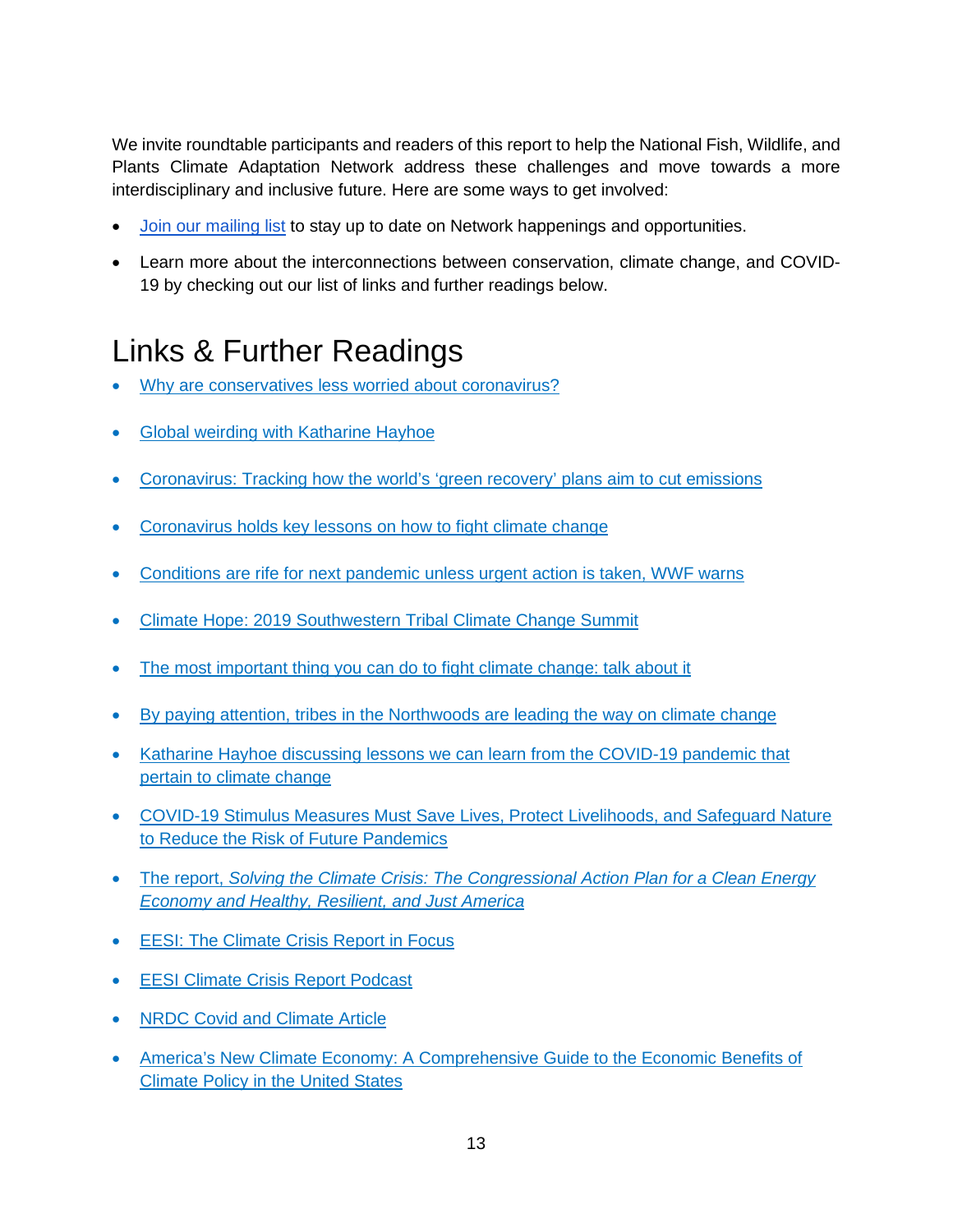We invite roundtable participants and readers of this report to help the National Fish, Wildlife, and Plants Climate Adaptation Network address these challenges and move towards a more interdisciplinary and inclusive future. Here are some ways to get involved:

- Join our mailing list to stay up to date on Network happenings and opportunities.
- Learn more about the interconnections between conservation, climate change, and COVID-19 by checking out our list of links and further readings below.

# Links & Further Readings

- Why are conservatives less worried about coronavirus?
- Global weirding with Katharine Hayhoe
- Coronavirus: Tracking how the world's 'green recovery' plans aim to cut emissions
- Coronavirus holds key lessons on how to fight climate change
- Conditions are rife for next pandemic unless urgent action is taken, WWF warns
- Climate Hope: 2019 Southwestern Tribal Climate Change Summit
- The most important thing you can do to fight climate change: talk about it
- By paying attention, tribes in the Northwoods are leading the way on climate change
- Katharine Hayhoe discussing lessons we can learn from the COVID-19 pandemic that pertain to climate change
- COVID-19 Stimulus Measures Must Save Lives, Protect Livelihoods, and Safeguard Nature to Reduce the Risk of Future Pandemics
- The report, *Solving the Climate Crisis: The Congressional Action Plan for a Clean Energy Economy and Healthy, Resilient, and Just America*
- EESI: The Climate Crisis Report in Focus
- EESI Climate Crisis Report Podcast
- NRDC Covid and Climate Article
- America's New Climate Economy: A Comprehensive Guide to the Economic Benefits of Climate Policy in the United States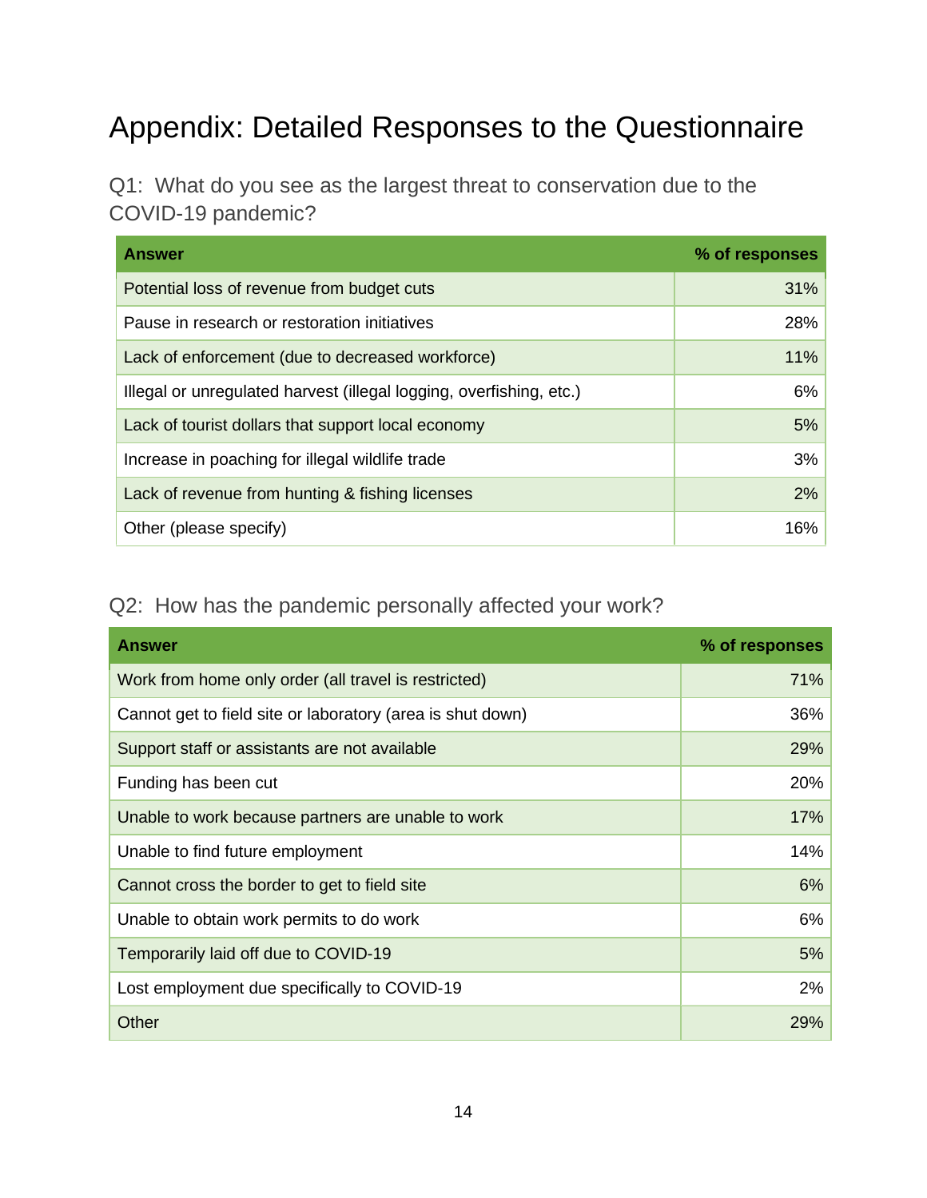# Appendix: Detailed Responses to the Questionnaire

## Q1: What do you see as the largest threat to conservation due to the COVID-19 pandemic?

| Answer | % of responses |
| --- | ---: |
| Potential loss of revenue from budget cuts | 31% |
| Pause in research or restoration initiatives | 28% |
| Lack of enforcement (due to decreased workforce) | 11% |
| Illegal or unregulated harvest (illegal logging, overfishing, etc.) | 6% |
| Lack of tourist dollars that support local economy | 5% |
| Increase in poaching for illegal wildlife trade | 3% |
| Lack of revenue from hunting & fishing licenses | 2% |
| Other (please specify) | 16% |

## Q2: How has the pandemic personally affected your work?

| Answer | % of responses |
| --- | ---: |
| Work from home only order (all travel is restricted) | 71% |
| Cannot get to field site or laboratory (area is shut down) | 36% |
| Support staff or assistants are not available | 29% |
| Funding has been cut | 20% |
| Unable to work because partners are unable to work | 17% |
| Unable to find future employment | 14% |
| Cannot cross the border to get to field site | 6% |
| Unable to obtain work permits to do work | 6% |
| Temporarily laid off due to COVID-19 | 5% |
| Lost employment due specifically to COVID-19 | 2% |
| Other | 29% |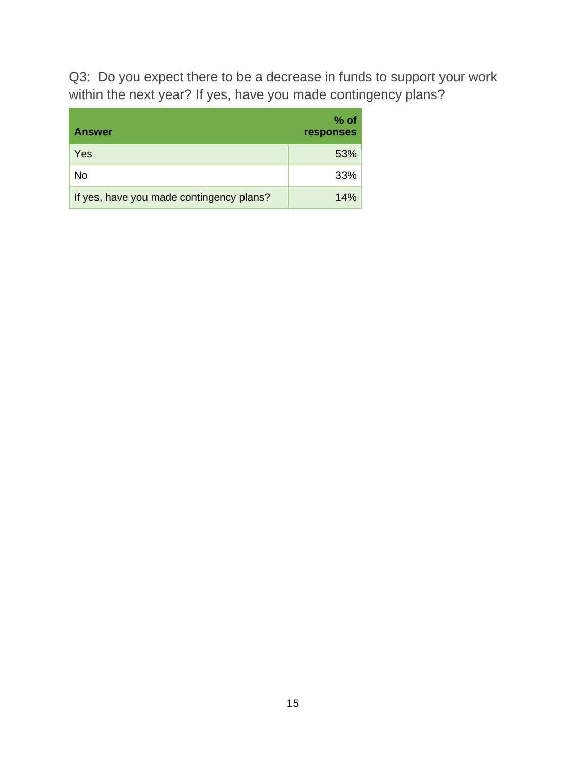Q3: Do you expect there to be a decrease in funds to support your work within the next year? If yes, have you made contingency plans?

| Answer | % of responses |
| --- | --- |
| Yes | 53% |
| No | 33% |
| If yes, have you made contingency plans? | 14% |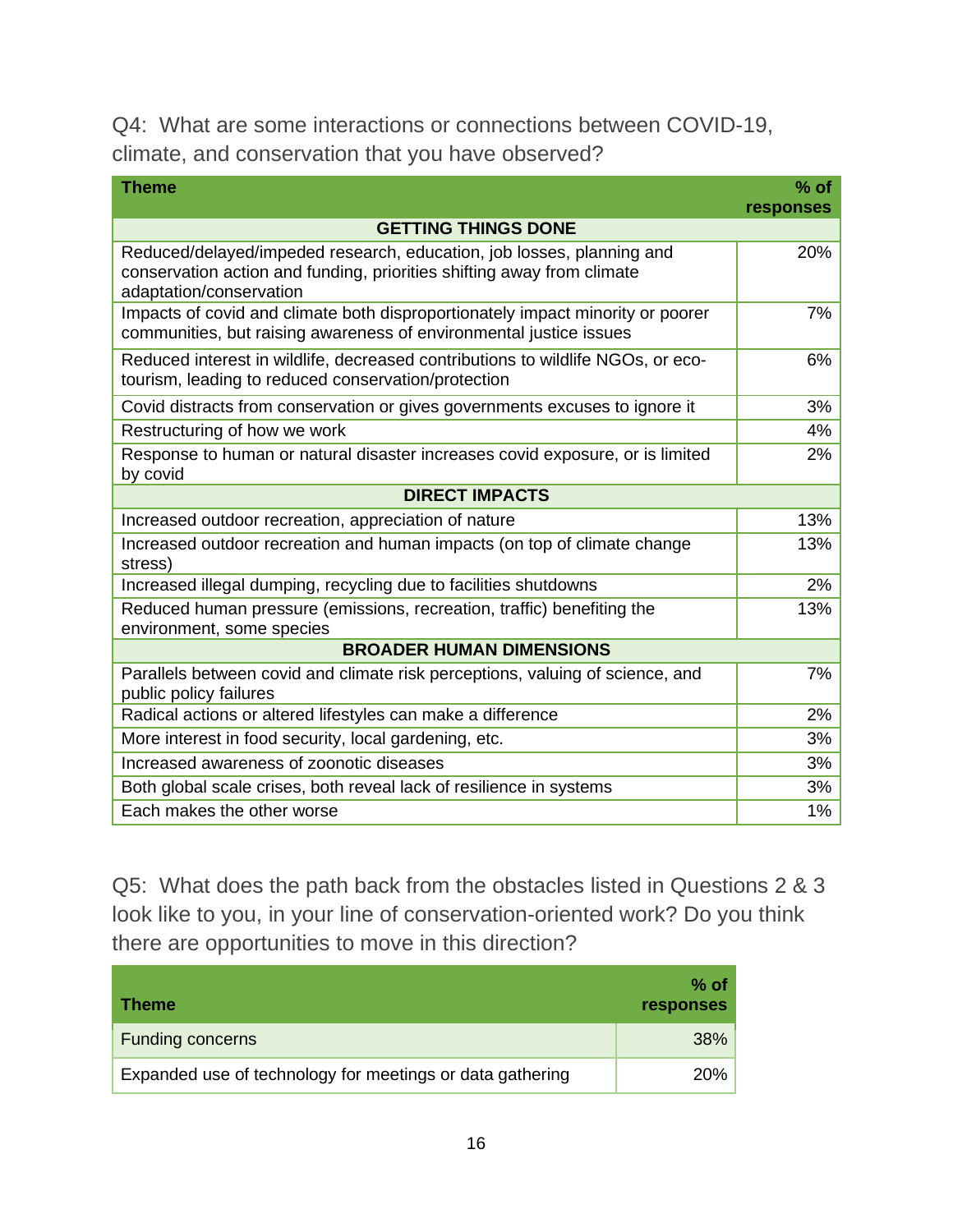Q4: What are some interactions or connections between COVID-19, climate, and conservation that you have observed?

| Theme | % of responses |
|---|---|
| **GETTING THINGS DONE** | |
| Reduced/delayed/impeded research, education, job losses, planning and conservation action and funding, priorities shifting away from climate adaptation/conservation | 20% |
| Impacts of covid and climate both disproportionately impact minority or poorer communities, but raising awareness of environmental justice issues | 7% |
| Reduced interest in wildlife, decreased contributions to wildlife NGOs, or eco-tourism, leading to reduced conservation/protection | 6% |
| Covid distracts from conservation or gives governments excuses to ignore it | 3% |
| Restructuring of how we work | 4% |
| Response to human or natural disaster increases covid exposure, or is limited by covid | 2% |
| **DIRECT IMPACTS** | |
| Increased outdoor recreation, appreciation of nature | 13% |
| Increased outdoor recreation and human impacts (on top of climate change stress) | 13% |
| Increased illegal dumping, recycling due to facilities shutdowns | 2% |
| Reduced human pressure (emissions, recreation, traffic) benefiting the environment, some species | 13% |
| **BROADER HUMAN DIMENSIONS** | |
| Parallels between covid and climate risk perceptions, valuing of science, and public policy failures | 7% |
| Radical actions or altered lifestyles can make a difference | 2% |
| More interest in food security, local gardening, etc. | 3% |
| Increased awareness of zoonotic diseases | 3% |
| Both global scale crises, both reveal lack of resilience in systems | 3% |
| Each makes the other worse | 1% |

Q5: What does the path back from the obstacles listed in Questions 2 & 3 look like to you, in your line of conservation-oriented work? Do you think there are opportunities to move in this direction?

| Theme | % of responses |
|---|---|
| Funding concerns | 38% |
| Expanded use of technology for meetings or data gathering | 20% |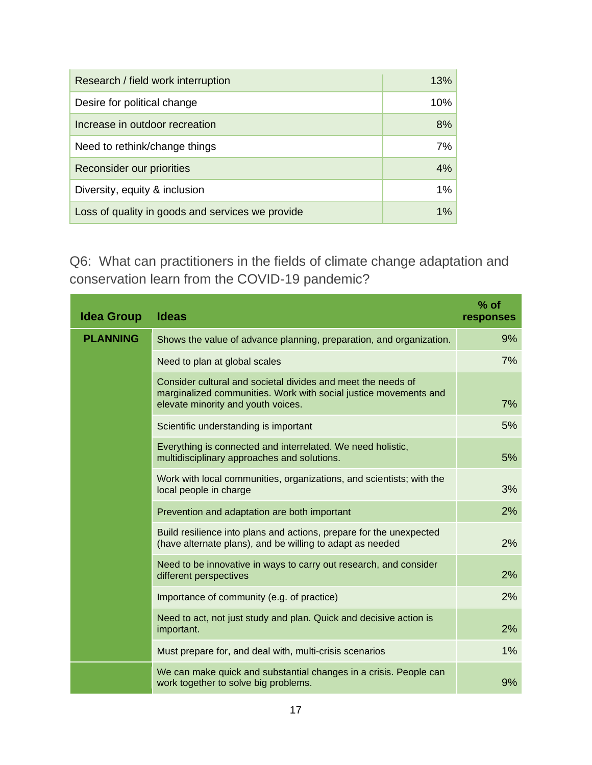| | |
|---|---|
| Research / field work interruption | 13% |
| Desire for political change | 10% |
| Increase in outdoor recreation | 8% |
| Need to rethink/change things | 7% |
| Reconsider our priorities | 4% |
| Diversity, equity & inclusion | 1% |
| Loss of quality in goods and services we provide | 1% |

## Q6: What can practitioners in the fields of climate change adaptation and conservation learn from the COVID-19 pandemic?

| Idea Group | Ideas | % of responses |
|---|---|---|
| **PLANNING** | Shows the value of advance planning, preparation, and organization. | 9% |
| | Need to plan at global scales | 7% |
| | Consider cultural and societal divides and meet the needs of marginalized communities. Work with social justice movements and elevate minority and youth voices. | 7% |
| | Scientific understanding is important | 5% |
| | Everything is connected and interrelated. We need holistic, multidisciplinary approaches and solutions. | 5% |
| | Work with local communities, organizations, and scientists; with the local people in charge | 3% |
| | Prevention and adaptation are both important | 2% |
| | Build resilience into plans and actions, prepare for the unexpected (have alternate plans), and be willing to adapt as needed | 2% |
| | Need to be innovative in ways to carry out research, and consider different perspectives | 2% |
| | Importance of community (e.g. of practice) | 2% |
| | Need to act, not just study and plan. Quick and decisive action is important. | 2% |
| | Must prepare for, and deal with, multi-crisis scenarios | 1% |
| | We can make quick and substantial changes in a crisis. People can work together to solve big problems. | 9% |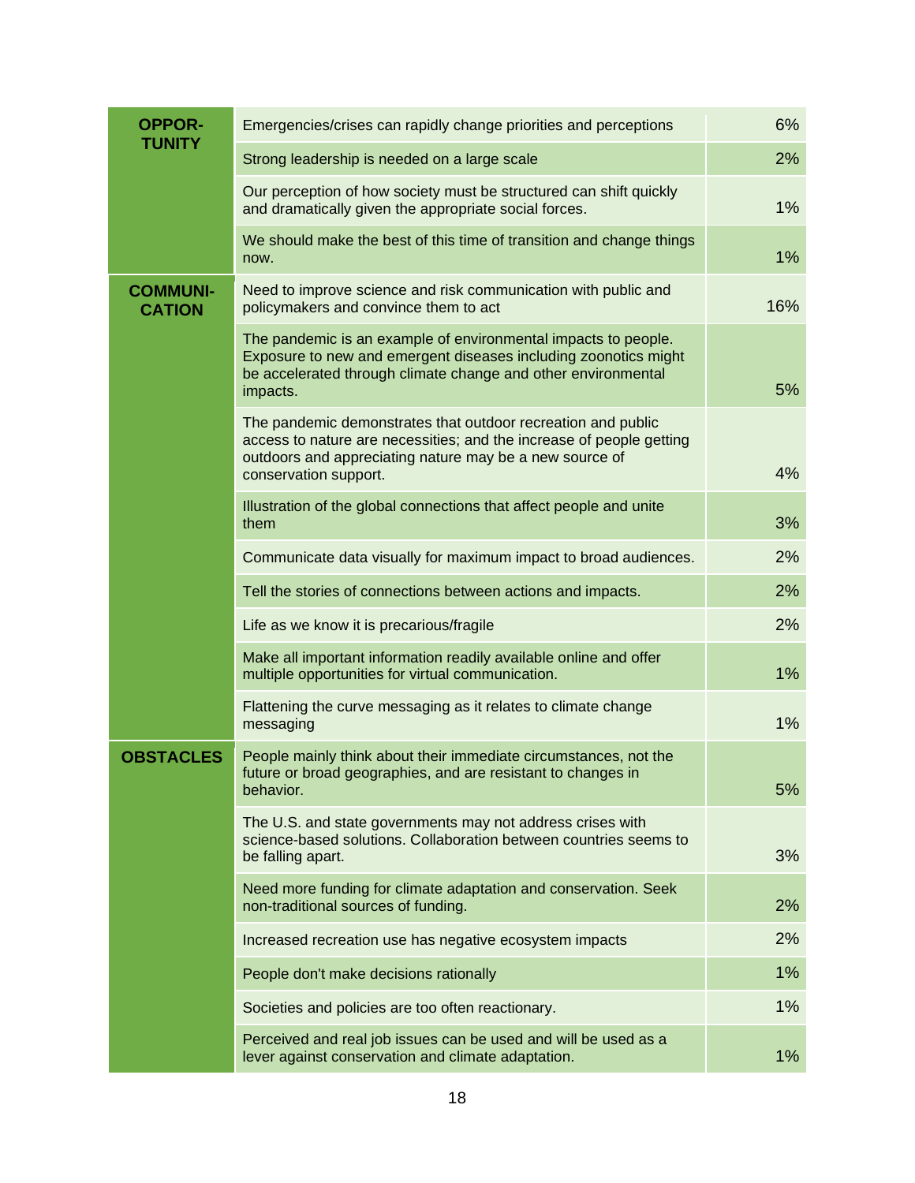| | | |
|---|---|---|
| **OPPOR-TUNITY** | Emergencies/crises can rapidly change priorities and perceptions | 6% |
| | Strong leadership is needed on a large scale | 2% |
| | Our perception of how society must be structured can shift quickly and dramatically given the appropriate social forces. | 1% |
| | We should make the best of this time of transition and change things now. | 1% |
| **COMMUNI-CATION** | Need to improve science and risk communication with public and policymakers and convince them to act | 16% |
| | The pandemic is an example of environmental impacts to people. Exposure to new and emergent diseases including zoonotics might be accelerated through climate change and other environmental impacts. | 5% |
| | The pandemic demonstrates that outdoor recreation and public access to nature are necessities; and the increase of people getting outdoors and appreciating nature may be a new source of conservation support. | 4% |
| | Illustration of the global connections that affect people and unite them | 3% |
| | Communicate data visually for maximum impact to broad audiences. | 2% |
| | Tell the stories of connections between actions and impacts. | 2% |
| | Life as we know it is precarious/fragile | 2% |
| | Make all important information readily available online and offer multiple opportunities for virtual communication. | 1% |
| | Flattening the curve messaging as it relates to climate change messaging | 1% |
| **OBSTACLES** | People mainly think about their immediate circumstances, not the future or broad geographies, and are resistant to changes in behavior. | 5% |
| | The U.S. and state governments may not address crises with science-based solutions. Collaboration between countries seems to be falling apart. | 3% |
| | Need more funding for climate adaptation and conservation. Seek non-traditional sources of funding. | 2% |
| | Increased recreation use has negative ecosystem impacts | 2% |
| | People don't make decisions rationally | 1% |
| | Societies and policies are too often reactionary. | 1% |
| | Perceived and real job issues can be used and will be used as a lever against conservation and climate adaptation. | 1% |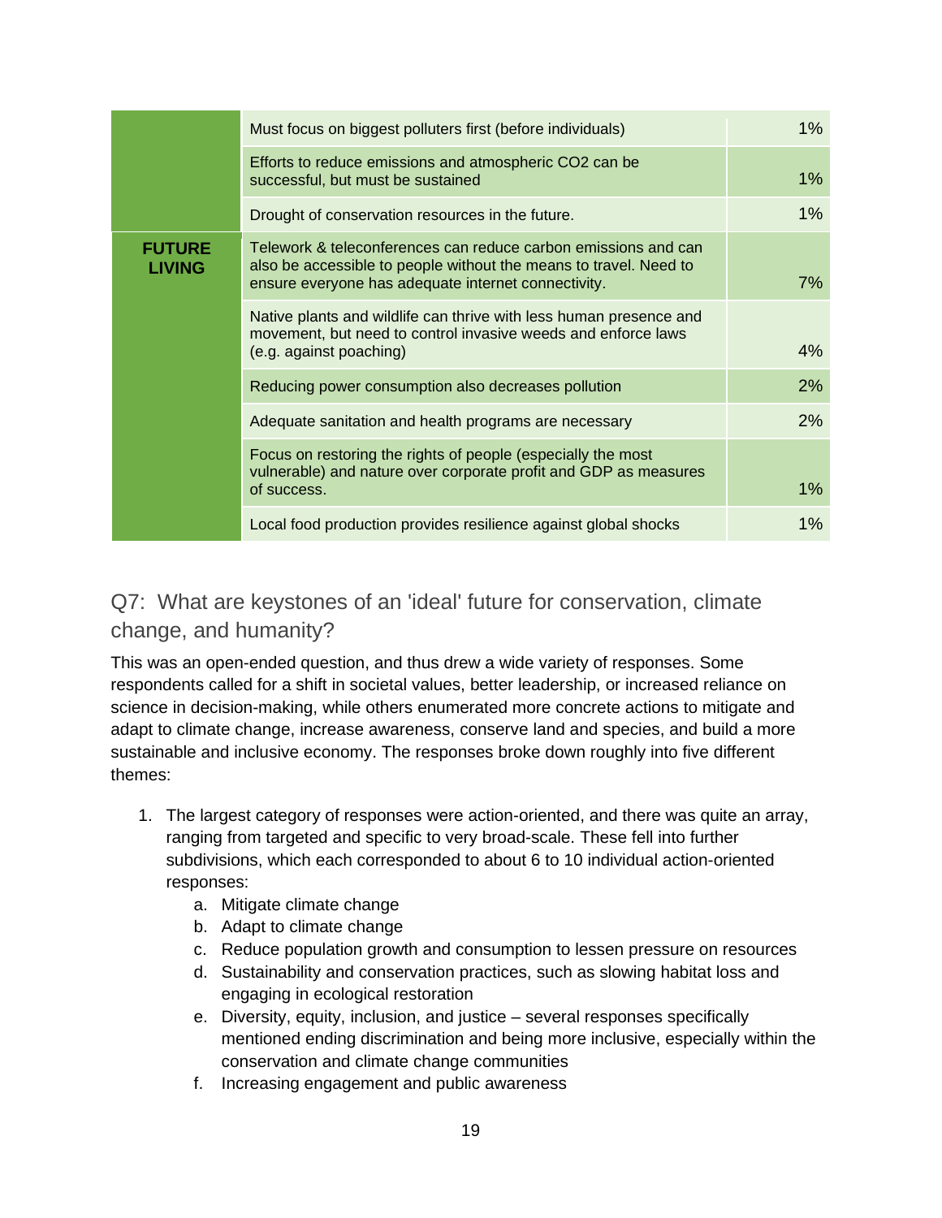| | | |
|---|---|---|
| | Must focus on biggest polluters first (before individuals) | 1% |
| | Efforts to reduce emissions and atmospheric $CO_2$ can be successful, but must be sustained | 1% |
| | Drought of conservation resources in the future. | 1% |
| **FUTURE LIVING** | Telework & teleconferences can reduce carbon emissions and can also be accessible to people without the means to travel. Need to ensure everyone has adequate internet connectivity. | 7% |
| | Native plants and wildlife can thrive with less human presence and movement, but need to control invasive weeds and enforce laws (e.g. against poaching) | 4% |
| | Reducing power consumption also decreases pollution | 2% |
| | Adequate sanitation and health programs are necessary | 2% |
| | Focus on restoring the rights of people (especially the most vulnerable) and nature over corporate profit and GDP as measures of success. | 1% |
| | Local food production provides resilience against global shocks | 1% |

## Q7: What are keystones of an 'ideal' future for conservation, climate change, and humanity?

This was an open-ended question, and thus drew a wide variety of responses. Some respondents called for a shift in societal values, better leadership, or increased reliance on science in decision-making, while others enumerated more concrete actions to mitigate and adapt to climate change, increase awareness, conserve land and species, and build a more sustainable and inclusive economy. The responses broke down roughly into five different themes:

1. The largest category of responses were action-oriented, and there was quite an array, ranging from targeted and specific to very broad-scale. These fell into further subdivisions, which each corresponded to about 6 to 10 individual action-oriented responses:
   a. Mitigate climate change
   b. Adapt to climate change
   c. Reduce population growth and consumption to lessen pressure on resources
   d. Sustainability and conservation practices, such as slowing habitat loss and engaging in ecological restoration
   e. Diversity, equity, inclusion, and justice – several responses specifically mentioned ending discrimination and being more inclusive, especially within the conservation and climate change communities
   f. Increasing engagement and public awareness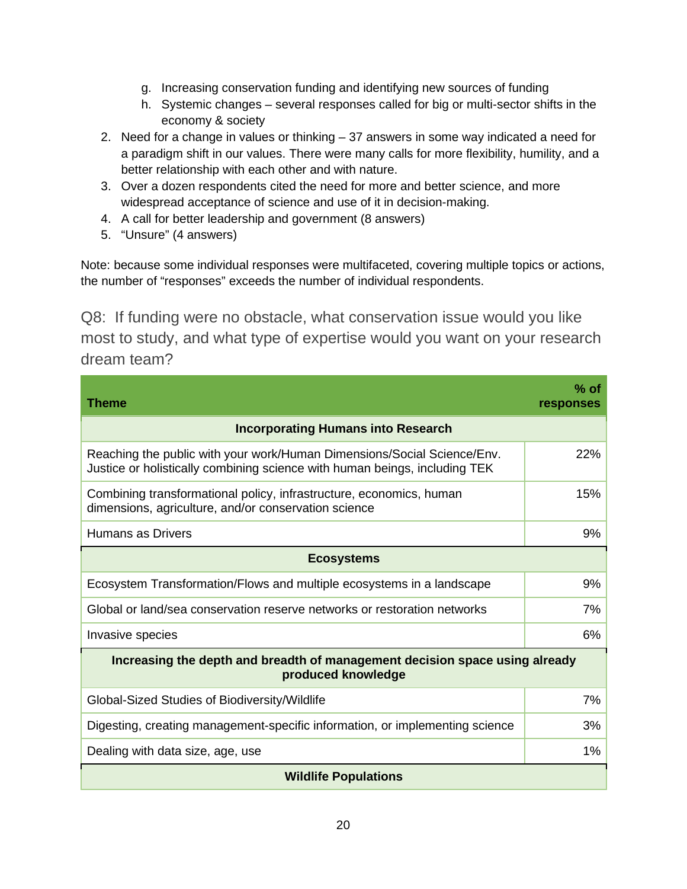g. Increasing conservation funding and identifying new sources of funding
   h. Systemic changes – several responses called for big or multi-sector shifts in the economy & society
2. Need for a change in values or thinking – 37 answers in some way indicated a need for a paradigm shift in our values. There were many calls for more flexibility, humility, and a better relationship with each other and with nature.
3. Over a dozen respondents cited the need for more and better science, and more widespread acceptance of science and use of it in decision-making.
4. A call for better leadership and government (8 answers)
5. "Unsure" (4 answers)

Note: because some individual responses were multifaceted, covering multiple topics or actions, the number of "responses" exceeds the number of individual respondents.

## Q8: If funding were no obstacle, what conservation issue would you like most to study, and what type of expertise would you want on your research dream team?

| Theme | % of responses |
|---|---|
| **Incorporating Humans into Research** | |
| Reaching the public with your work/Human Dimensions/Social Science/Env. Justice or holistically combining science with human beings, including TEK | 22% |
| Combining transformational policy, infrastructure, economics, human dimensions, agriculture, and/or conservation science | 15% |
| Humans as Drivers | 9% |
| **Ecosystems** | |
| Ecosystem Transformation/Flows and multiple ecosystems in a landscape | 9% |
| Global or land/sea conservation reserve networks or restoration networks | 7% |
| Invasive species | 6% |
| **Increasing the depth and breadth of management decision space using already produced knowledge** | |
| Global-Sized Studies of Biodiversity/Wildlife | 7% |
| Digesting, creating management-specific information, or implementing science | 3% |
| Dealing with data size, age, use | 1% |
| **Wildlife Populations** | |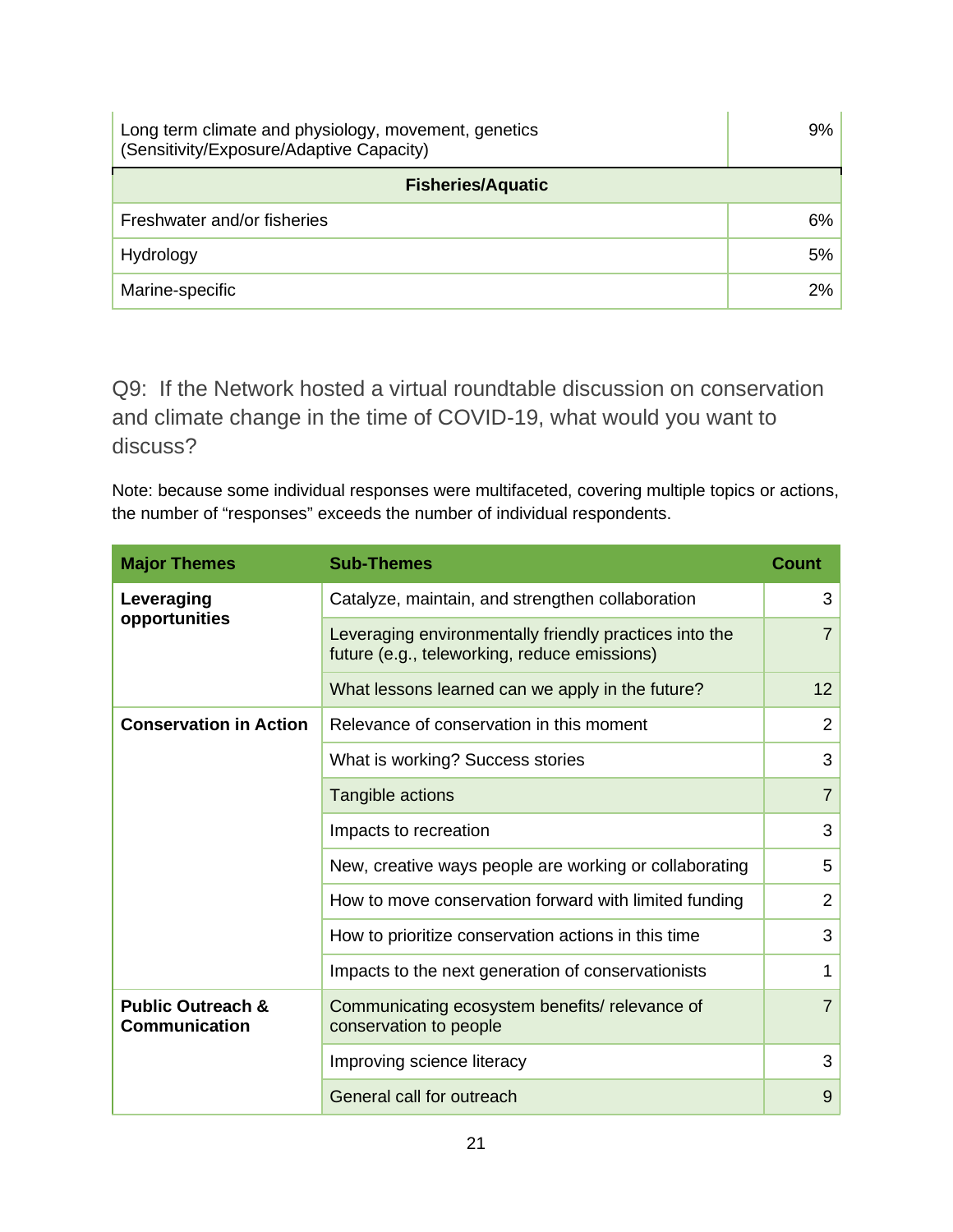| | |
|---|---|
| Long term climate and physiology, movement, genetics (Sensitivity/Exposure/Adaptive Capacity) | 9% |
| **Fisheries/Aquatic** | |
| Freshwater and/or fisheries | 6% |
| Hydrology | 5% |
| Marine-specific | 2% |

## Q9: If the Network hosted a virtual roundtable discussion on conservation and climate change in the time of COVID-19, what would you want to discuss?

Note: because some individual responses were multifaceted, covering multiple topics or actions, the number of "responses" exceeds the number of individual respondents.

| Major Themes | Sub-Themes | Count |
|---|---|---|
| **Leveraging opportunities** | Catalyze, maintain, and strengthen collaboration | 3 |
| | Leveraging environmentally friendly practices into the future (e.g., teleworking, reduce emissions) | 7 |
| | What lessons learned can we apply in the future? | 12 |
| **Conservation in Action** | Relevance of conservation in this moment | 2 |
| | What is working? Success stories | 3 |
| | Tangible actions | 7 |
| | Impacts to recreation | 3 |
| | New, creative ways people are working or collaborating | 5 |
| | How to move conservation forward with limited funding | 2 |
| | How to prioritize conservation actions in this time | 3 |
| | Impacts to the next generation of conservationists | 1 |
| **Public Outreach & Communication** | Communicating ecosystem benefits/ relevance of conservation to people | 7 |
| | Improving science literacy | 3 |
| | General call for outreach | 9 |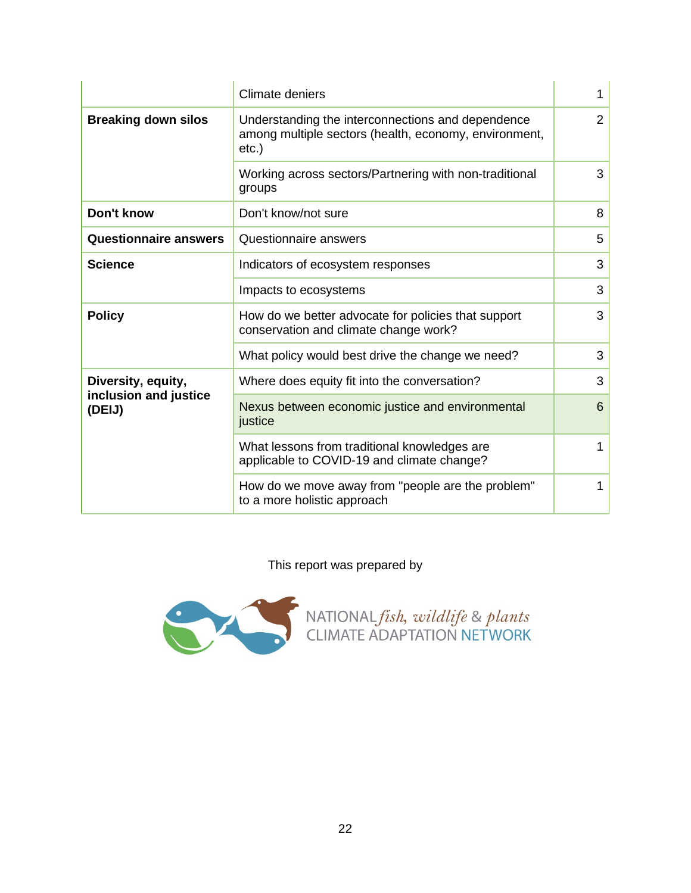| | | |
|---|---|---|
| | Climate deniers | 1 |
| **Breaking down silos** | Understanding the interconnections and dependence among multiple sectors (health, economy, environment, etc.) | 2 |
| | Working across sectors/Partnering with non-traditional groups | 3 |
| **Don't know** | Don't know/not sure | 8 |
| **Questionnaire answers** | Questionnaire answers | 5 |
| **Science** | Indicators of ecosystem responses | 3 |
| | Impacts to ecosystems | 3 |
| **Policy** | How do we better advocate for policies that support conservation and climate change work? | 3 |
| | What policy would best drive the change we need? | 3 |
| **Diversity, equity, inclusion and justice (DEIJ)** | Where does equity fit into the conversation? | 3 |
| | Nexus between economic justice and environmental justice | 6 |
| | What lessons from traditional knowledges are applicable to COVID-19 and climate change? | 1 |
| | How do we move away from "people are the problem" to a more holistic approach | 1 |

This report was prepared by

NATIONAL *fish, wildlife & plants* CLIMATE ADAPTATION NETWORK